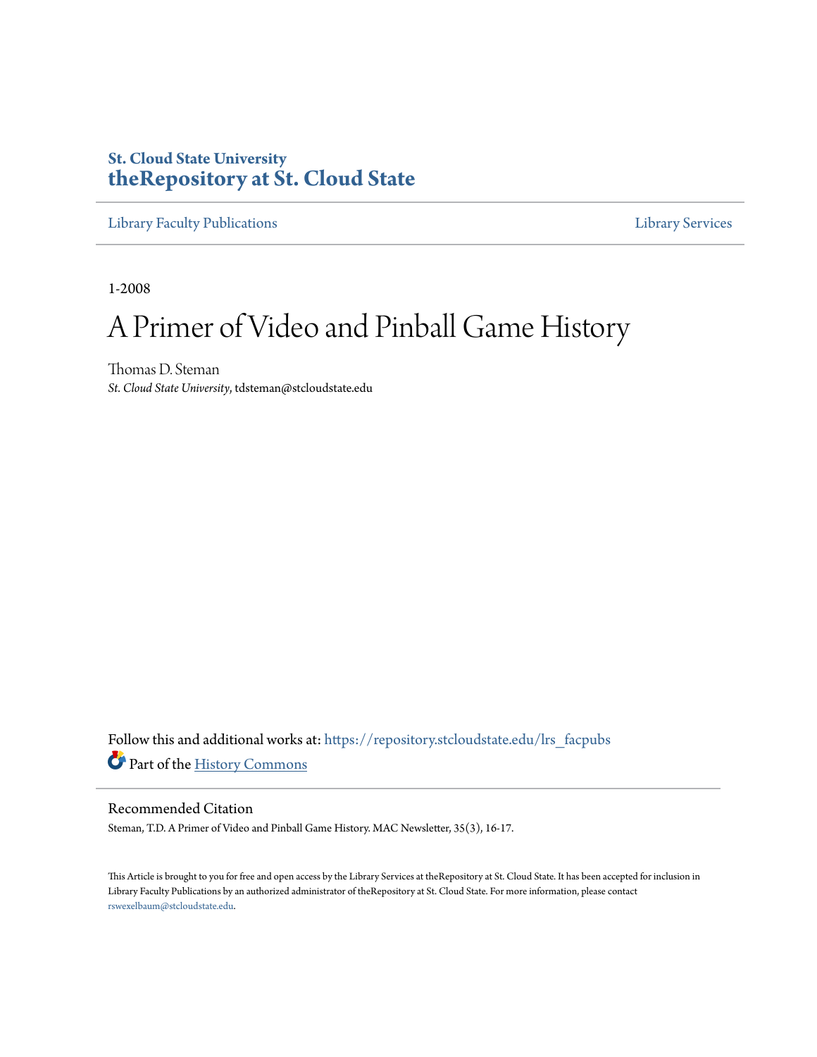**St. Cloud State University**
**theRepository at St. Cloud State**

Library Faculty Publications — Library Services

1-2008

# A Primer of Video and Pinball Game History

Thomas D. Steman
*St. Cloud State University*, tdsteman@stcloudstate.edu

Follow this and additional works at: https://repository.stcloudstate.edu/lrs_facpubs

Part of the History Commons

## Recommended Citation

Steman, T.D. A Primer of Video and Pinball Game History. MAC Newsletter, 35(3), 16-17.

This Article is brought to you for free and open access by the Library Services at theRepository at St. Cloud State. It has been accepted for inclusion in Library Faculty Publications by an authorized administrator of theRepository at St. Cloud State. For more information, please contact rswexelbaum@stcloudstate.edu.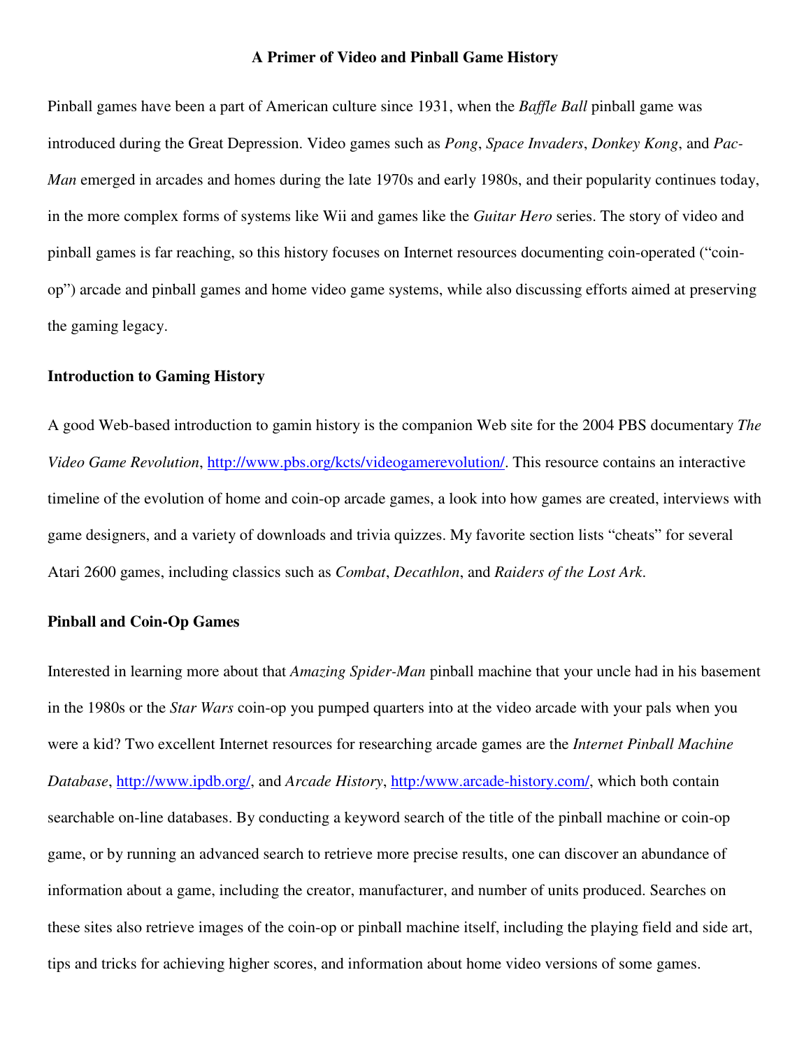**A Primer of Video and Pinball Game History**

Pinball games have been a part of American culture since 1931, when the *Baffle Ball* pinball game was introduced during the Great Depression. Video games such as *Pong*, *Space Invaders*, *Donkey Kong*, and *Pac-Man* emerged in arcades and homes during the late 1970s and early 1980s, and their popularity continues today, in the more complex forms of systems like Wii and games like the *Guitar Hero* series. The story of video and pinball games is far reaching, so this history focuses on Internet resources documenting coin-operated ("coin-op") arcade and pinball games and home video game systems, while also discussing efforts aimed at preserving the gaming legacy.

**Introduction to Gaming History**

A good Web-based introduction to gamin history is the companion Web site for the 2004 PBS documentary *The Video Game Revolution*, http://www.pbs.org/kcts/videogamerevolution/. This resource contains an interactive timeline of the evolution of home and coin-op arcade games, a look into how games are created, interviews with game designers, and a variety of downloads and trivia quizzes. My favorite section lists "cheats" for several Atari 2600 games, including classics such as *Combat*, *Decathlon*, and *Raiders of the Lost Ark*.

**Pinball and Coin-Op Games**

Interested in learning more about that *Amazing Spider-Man* pinball machine that your uncle had in his basement in the 1980s or the *Star Wars* coin-op you pumped quarters into at the video arcade with your pals when you were a kid? Two excellent Internet resources for researching arcade games are the *Internet Pinball Machine Database*, http://www.ipdb.org/, and *Arcade History*, http:/www.arcade-history.com/, which both contain searchable on-line databases. By conducting a keyword search of the title of the pinball machine or coin-op game, or by running an advanced search to retrieve more precise results, one can discover an abundance of information about a game, including the creator, manufacturer, and number of units produced. Searches on these sites also retrieve images of the coin-op or pinball machine itself, including the playing field and side art, tips and tricks for achieving higher scores, and information about home video versions of some games.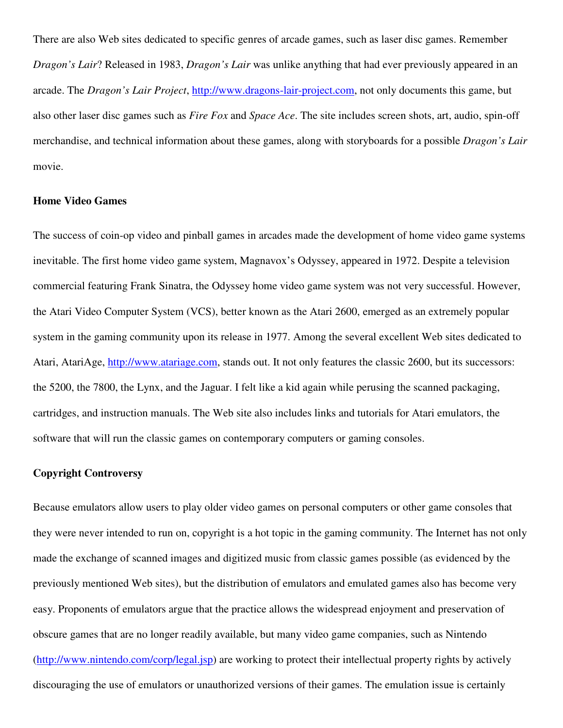There are also Web sites dedicated to specific genres of arcade games, such as laser disc games. Remember *Dragon's Lair*? Released in 1983, *Dragon's Lair* was unlike anything that had ever previously appeared in an arcade. The *Dragon's Lair Project*, http://www.dragons-lair-project.com, not only documents this game, but also other laser disc games such as *Fire Fox* and *Space Ace*. The site includes screen shots, art, audio, spin-off merchandise, and technical information about these games, along with storyboards for a possible *Dragon's Lair* movie.

**Home Video Games**

The success of coin-op video and pinball games in arcades made the development of home video game systems inevitable. The first home video game system, Magnavox's Odyssey, appeared in 1972. Despite a television commercial featuring Frank Sinatra, the Odyssey home video game system was not very successful. However, the Atari Video Computer System (VCS), better known as the Atari 2600, emerged as an extremely popular system in the gaming community upon its release in 1977. Among the several excellent Web sites dedicated to Atari, AtariAge, http://www.atariage.com, stands out. It not only features the classic 2600, but its successors: the 5200, the 7800, the Lynx, and the Jaguar. I felt like a kid again while perusing the scanned packaging, cartridges, and instruction manuals. The Web site also includes links and tutorials for Atari emulators, the software that will run the classic games on contemporary computers or gaming consoles.

**Copyright Controversy**

Because emulators allow users to play older video games on personal computers or other game consoles that they were never intended to run on, copyright is a hot topic in the gaming community. The Internet has not only made the exchange of scanned images and digitized music from classic games possible (as evidenced by the previously mentioned Web sites), but the distribution of emulators and emulated games also has become very easy. Proponents of emulators argue that the practice allows the widespread enjoyment and preservation of obscure games that are no longer readily available, but many video game companies, such as Nintendo (http://www.nintendo.com/corp/legal.jsp) are working to protect their intellectual property rights by actively discouraging the use of emulators or unauthorized versions of their games. The emulation issue is certainly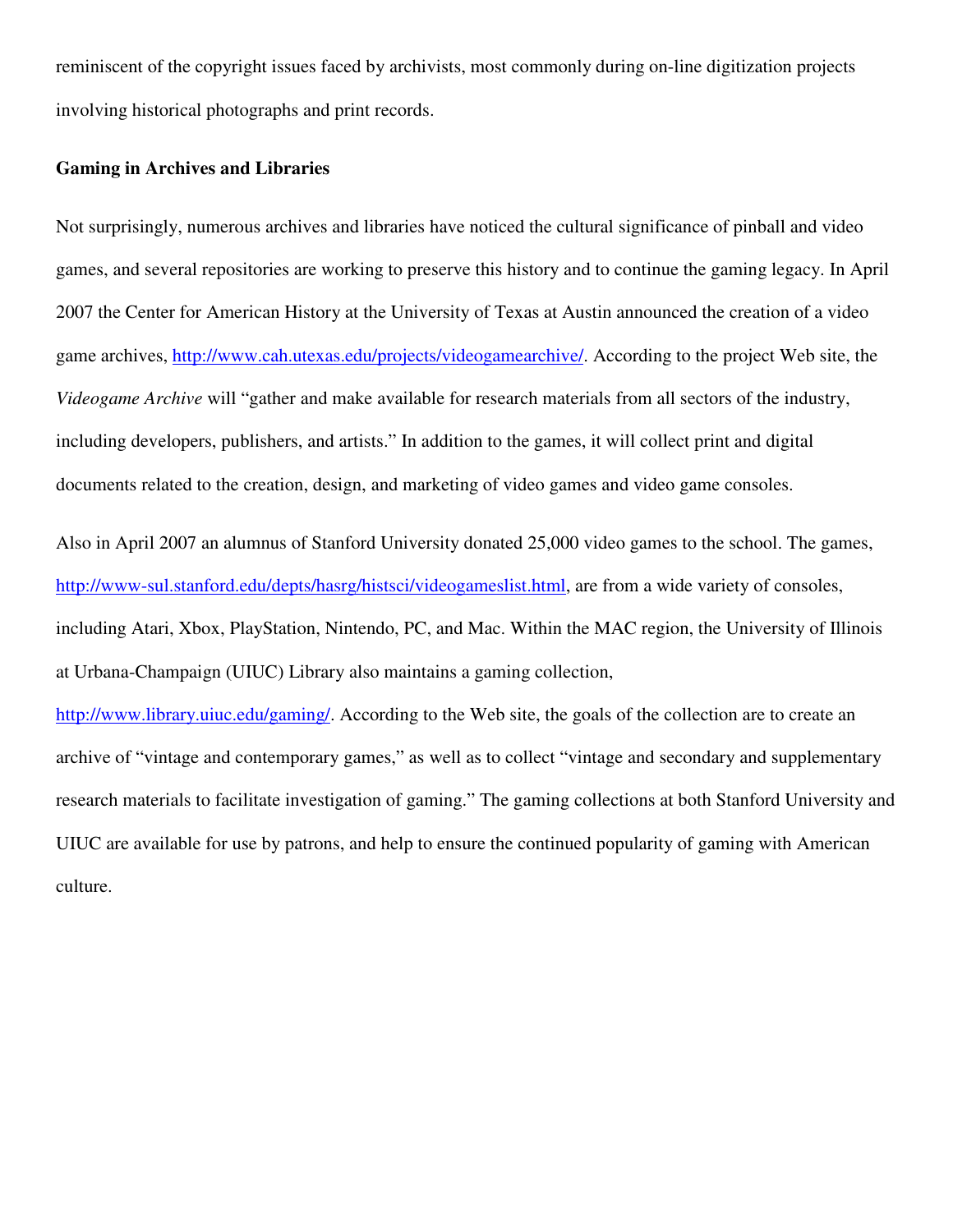reminiscent of the copyright issues faced by archivists, most commonly during on-line digitization projects involving historical photographs and print records.

**Gaming in Archives and Libraries**

Not surprisingly, numerous archives and libraries have noticed the cultural significance of pinball and video games, and several repositories are working to preserve this history and to continue the gaming legacy. In April 2007 the Center for American History at the University of Texas at Austin announced the creation of a video game archives, http://www.cah.utexas.edu/projects/videogamearchive/. According to the project Web site, the *Videogame Archive* will "gather and make available for research materials from all sectors of the industry, including developers, publishers, and artists." In addition to the games, it will collect print and digital documents related to the creation, design, and marketing of video games and video game consoles.

Also in April 2007 an alumnus of Stanford University donated 25,000 video games to the school. The games, http://www-sul.stanford.edu/depts/hasrg/histsci/videogameslist.html, are from a wide variety of consoles, including Atari, Xbox, PlayStation, Nintendo, PC, and Mac. Within the MAC region, the University of Illinois at Urbana-Champaign (UIUC) Library also maintains a gaming collection, http://www.library.uiuc.edu/gaming/. According to the Web site, the goals of the collection are to create an archive of "vintage and contemporary games," as well as to collect "vintage and secondary and supplementary research materials to facilitate investigation of gaming." The gaming collections at both Stanford University and UIUC are available for use by patrons, and help to ensure the continued popularity of gaming with American culture.